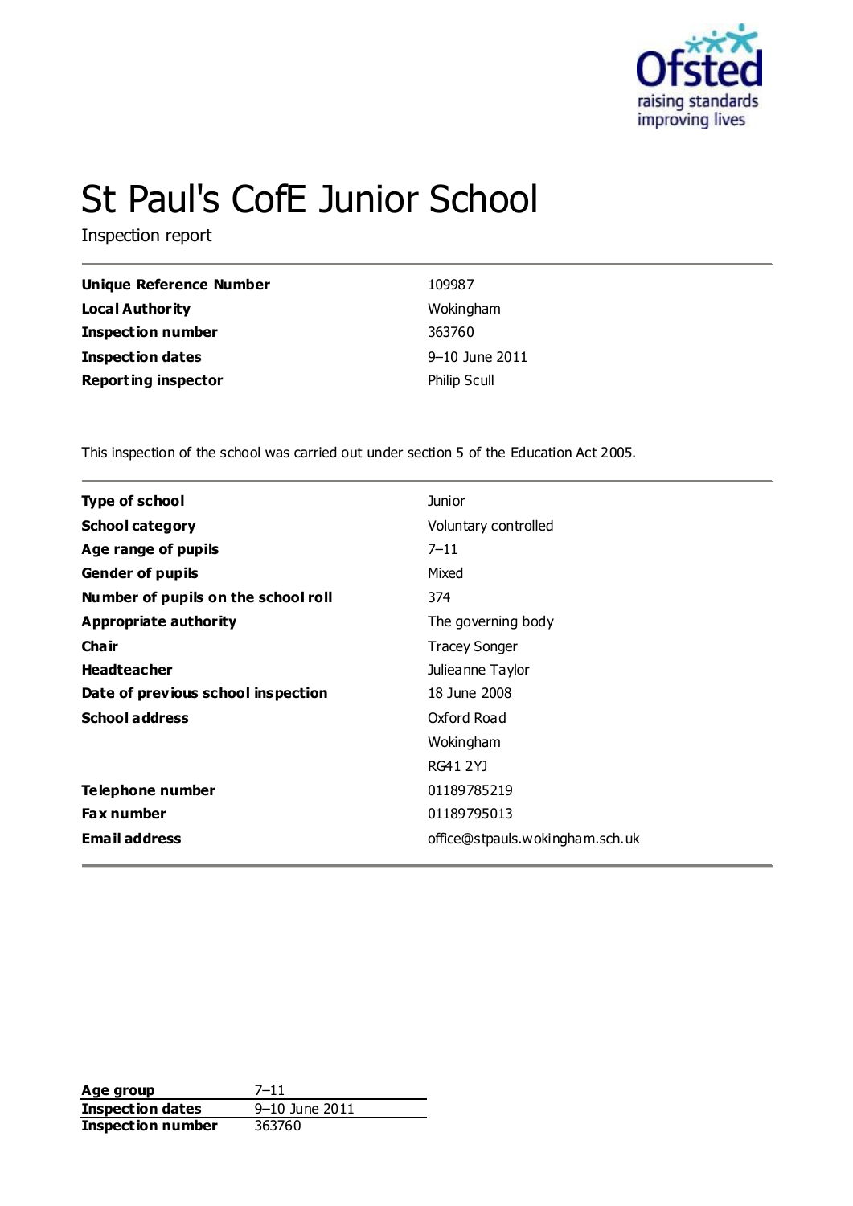# St Paul's CofE Junior School

Inspection report

| | |
|---|---|
| **Unique Reference Number** | 109987 |
| **Local Authority** | Wokingham |
| **Inspection number** | 363760 |
| **Inspection dates** | 9–10 June 2011 |
| **Reporting inspector** | Philip Scull |

This inspection of the school was carried out under section 5 of the Education Act 2005.

| | |
|---|---|
| **Type of school** | Junior |
| **School category** | Voluntary controlled |
| **Age range of pupils** | 7–11 |
| **Gender of pupils** | Mixed |
| **Number of pupils on the school roll** | 374 |
| **Appropriate authority** | The governing body |
| **Chair** | Tracey Songer |
| **Headteacher** | Julieanne Taylor |
| **Date of previous school inspection** | 18 June 2008 |
| **School address** | Oxford Road<br>Wokingham<br>RG41 2YJ |
| **Telephone number** | 01189785219 |
| **Fax number** | 01189795013 |
| **Email address** | office@stpauls.wokingham.sch.uk |

| | |
|---|---|
| **Age group** | 7–11 |
| **Inspection dates** | 9–10 June 2011 |
| **Inspection number** | 363760 |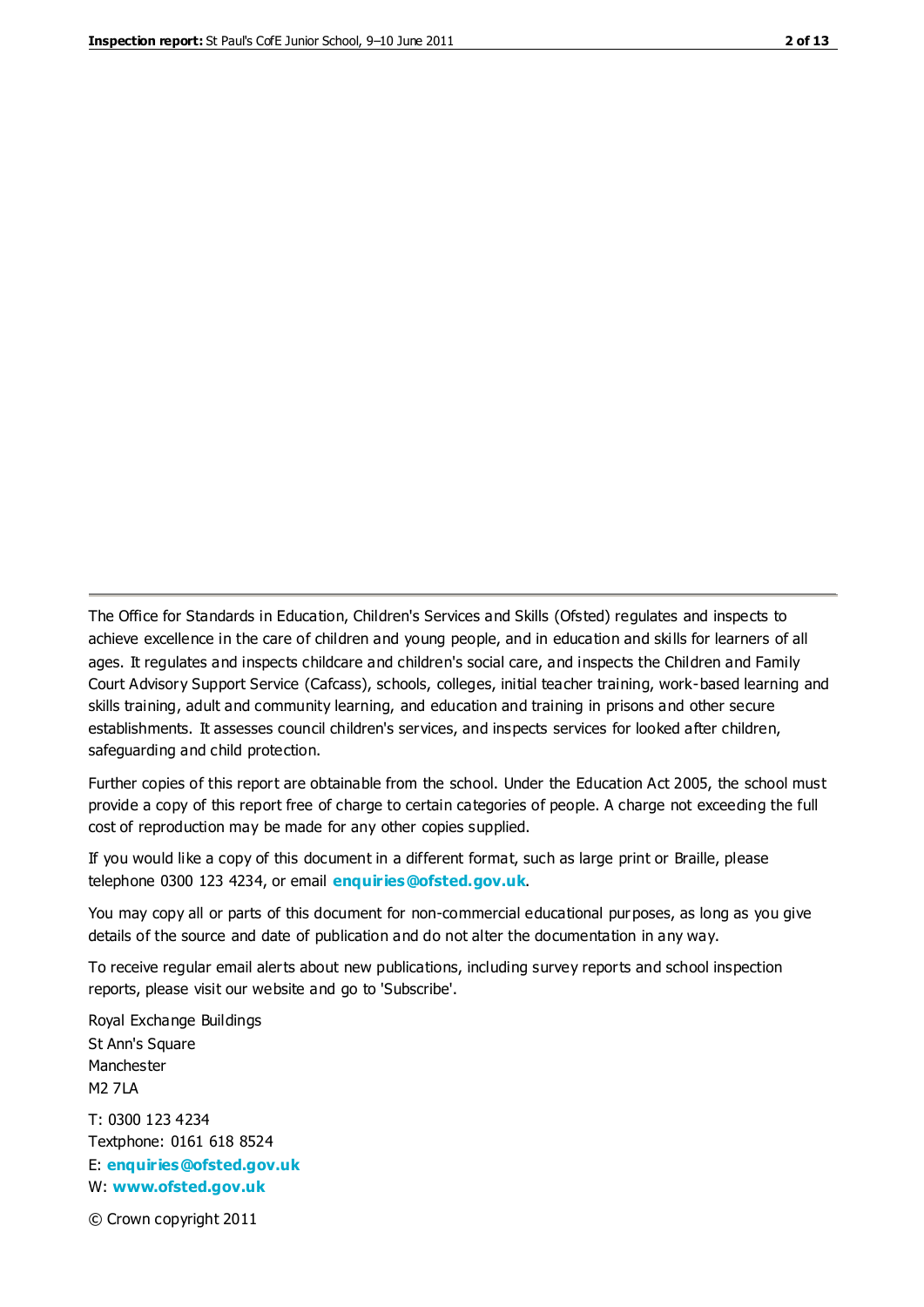The Office for Standards in Education, Children's Services and Skills (Ofsted) regulates and inspects to achieve excellence in the care of children and young people, and in education and skills for learners of all ages. It regulates and inspects childcare and children's social care, and inspects the Children and Family Court Advisory Support Service (Cafcass), schools, colleges, initial teacher training, work-based learning and skills training, adult and community learning, and education and training in prisons and other secure establishments. It assesses council children's services, and inspects services for looked after children, safeguarding and child protection.

Further copies of this report are obtainable from the school. Under the Education Act 2005, the school must provide a copy of this report free of charge to certain categories of people. A charge not exceeding the full cost of reproduction may be made for any other copies supplied.

If you would like a copy of this document in a different format, such as large print or Braille, please telephone 0300 123 4234, or email **enquiries@ofsted.gov.uk**.

You may copy all or parts of this document for non-commercial educational purposes, as long as you give details of the source and date of publication and do not alter the documentation in any way.

To receive regular email alerts about new publications, including survey reports and school inspection reports, please visit our website and go to 'Subscribe'.

Royal Exchange Buildings
St Ann's Square
Manchester
M2 7LA

T: 0300 123 4234
Textphone: 0161 618 8524
E: **enquiries@ofsted.gov.uk**
W: **www.ofsted.gov.uk**

© Crown copyright 2011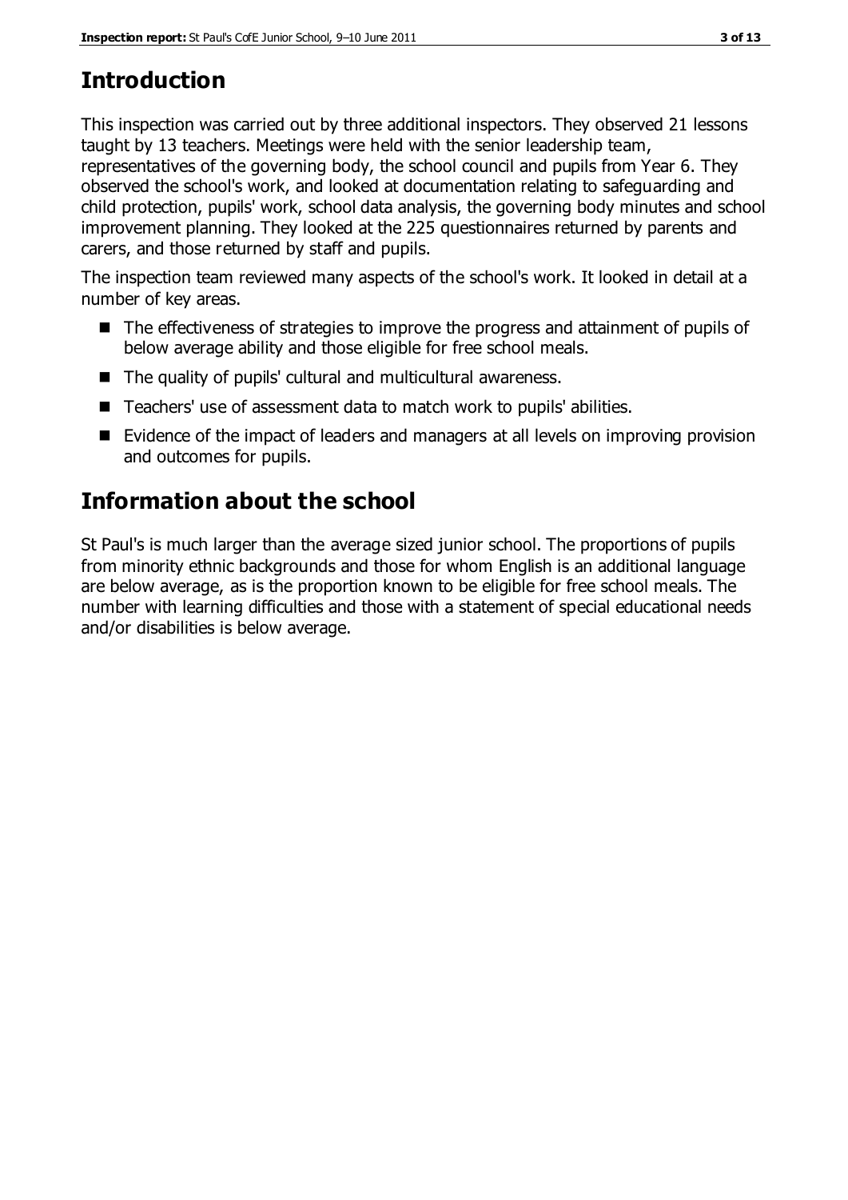## Introduction

This inspection was carried out by three additional inspectors. They observed 21 lessons taught by 13 teachers. Meetings were held with the senior leadership team, representatives of the governing body, the school council and pupils from Year 6. They observed the school's work, and looked at documentation relating to safeguarding and child protection, pupils' work, school data analysis, the governing body minutes and school improvement planning. They looked at the 225 questionnaires returned by parents and carers, and those returned by staff and pupils.

The inspection team reviewed many aspects of the school's work. It looked in detail at a number of key areas.

- The effectiveness of strategies to improve the progress and attainment of pupils of below average ability and those eligible for free school meals.
- The quality of pupils' cultural and multicultural awareness.
- Teachers' use of assessment data to match work to pupils' abilities.
- Evidence of the impact of leaders and managers at all levels on improving provision and outcomes for pupils.

## Information about the school

St Paul's is much larger than the average sized junior school. The proportions of pupils from minority ethnic backgrounds and those for whom English is an additional language are below average, as is the proportion known to be eligible for free school meals. The number with learning difficulties and those with a statement of special educational needs and/or disabilities is below average.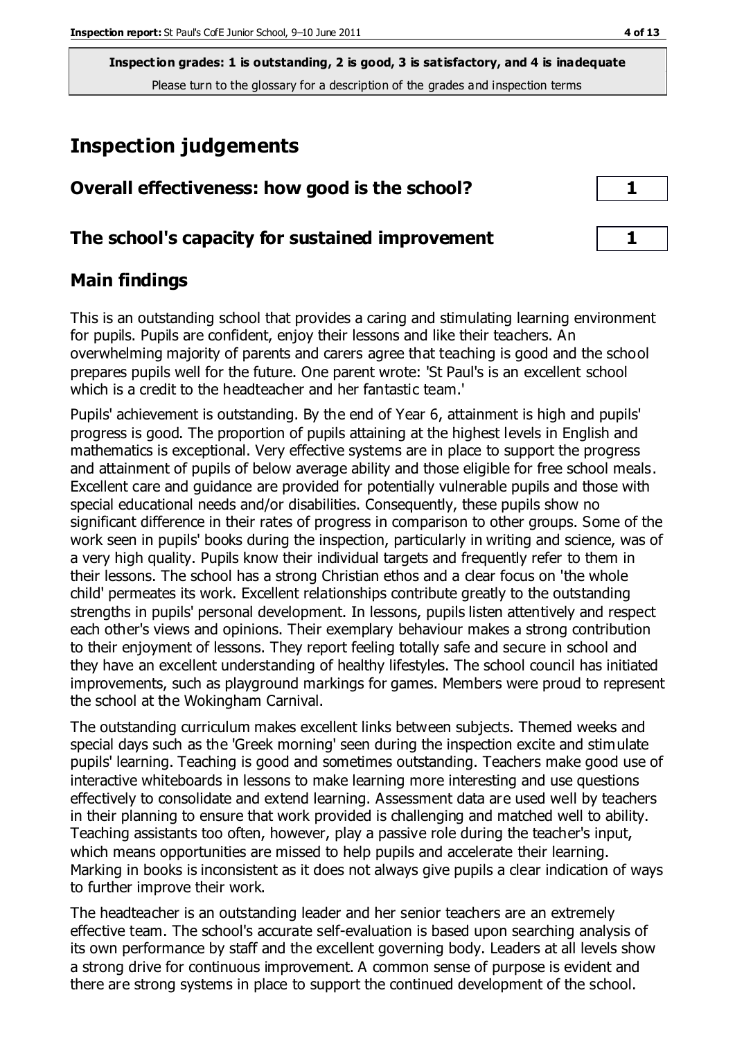**Inspection grades: 1 is outstanding, 2 is good, 3 is satisfactory, and 4 is inadequate**

Please turn to the glossary for a description of the grades and inspection terms

# Inspection judgements

| Overall effectiveness: how good is the school? | 1 |
|---|---|
| **The school's capacity for sustained improvement** | **1** |

## Main findings

This is an outstanding school that provides a caring and stimulating learning environment for pupils. Pupils are confident, enjoy their lessons and like their teachers. An overwhelming majority of parents and carers agree that teaching is good and the school prepares pupils well for the future. One parent wrote: 'St Paul's is an excellent school which is a credit to the headteacher and her fantastic team.'

Pupils' achievement is outstanding. By the end of Year 6, attainment is high and pupils' progress is good. The proportion of pupils attaining at the highest levels in English and mathematics is exceptional. Very effective systems are in place to support the progress and attainment of pupils of below average ability and those eligible for free school meals. Excellent care and guidance are provided for potentially vulnerable pupils and those with special educational needs and/or disabilities. Consequently, these pupils show no significant difference in their rates of progress in comparison to other groups. Some of the work seen in pupils' books during the inspection, particularly in writing and science, was of a very high quality. Pupils know their individual targets and frequently refer to them in their lessons. The school has a strong Christian ethos and a clear focus on 'the whole child' permeates its work. Excellent relationships contribute greatly to the outstanding strengths in pupils' personal development. In lessons, pupils listen attentively and respect each other's views and opinions. Their exemplary behaviour makes a strong contribution to their enjoyment of lessons. They report feeling totally safe and secure in school and they have an excellent understanding of healthy lifestyles. The school council has initiated improvements, such as playground markings for games. Members were proud to represent the school at the Wokingham Carnival.

The outstanding curriculum makes excellent links between subjects. Themed weeks and special days such as the 'Greek morning' seen during the inspection excite and stimulate pupils' learning. Teaching is good and sometimes outstanding. Teachers make good use of interactive whiteboards in lessons to make learning more interesting and use questions effectively to consolidate and extend learning. Assessment data are used well by teachers in their planning to ensure that work provided is challenging and matched well to ability. Teaching assistants too often, however, play a passive role during the teacher's input, which means opportunities are missed to help pupils and accelerate their learning. Marking in books is inconsistent as it does not always give pupils a clear indication of ways to further improve their work.

The headteacher is an outstanding leader and her senior teachers are an extremely effective team. The school's accurate self-evaluation is based upon searching analysis of its own performance by staff and the excellent governing body. Leaders at all levels show a strong drive for continuous improvement. A common sense of purpose is evident and there are strong systems in place to support the continued development of the school.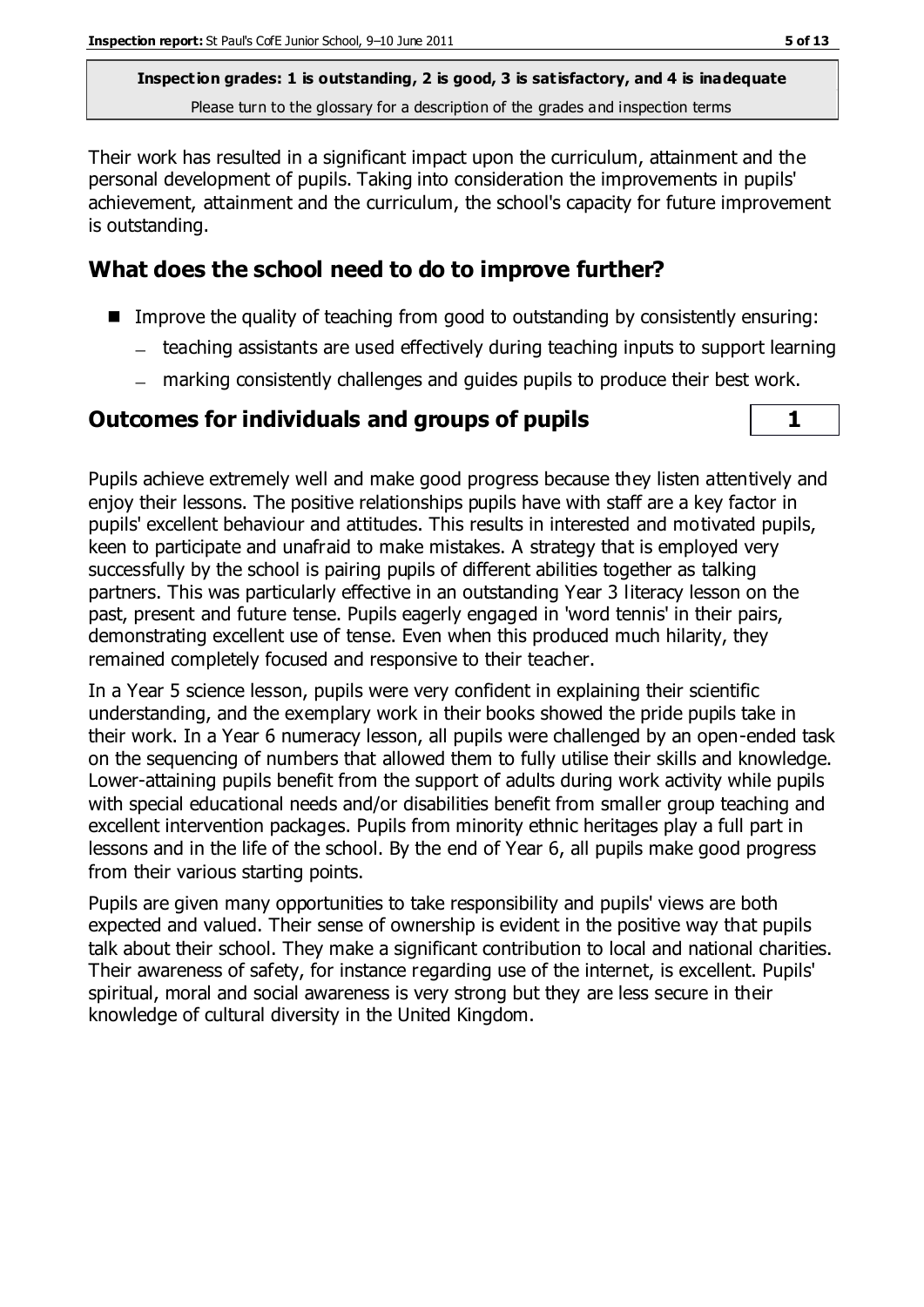**Inspection grades: 1 is outstanding, 2 is good, 3 is satisfactory, and 4 is inadequate**
Please turn to the glossary for a description of the grades and inspection terms

Their work has resulted in a significant impact upon the curriculum, attainment and the personal development of pupils. Taking into consideration the improvements in pupils' achievement, attainment and the curriculum, the school's capacity for future improvement is outstanding.

## What does the school need to do to improve further?

- Improve the quality of teaching from good to outstanding by consistently ensuring:
  - teaching assistants are used effectively during teaching inputs to support learning
  - marking consistently challenges and guides pupils to produce their best work.

## Outcomes for individuals and groups of pupils — 1

Pupils achieve extremely well and make good progress because they listen attentively and enjoy their lessons. The positive relationships pupils have with staff are a key factor in pupils' excellent behaviour and attitudes. This results in interested and motivated pupils, keen to participate and unafraid to make mistakes. A strategy that is employed very successfully by the school is pairing pupils of different abilities together as talking partners. This was particularly effective in an outstanding Year 3 literacy lesson on the past, present and future tense. Pupils eagerly engaged in 'word tennis' in their pairs, demonstrating excellent use of tense. Even when this produced much hilarity, they remained completely focused and responsive to their teacher.

In a Year 5 science lesson, pupils were very confident in explaining their scientific understanding, and the exemplary work in their books showed the pride pupils take in their work. In a Year 6 numeracy lesson, all pupils were challenged by an open-ended task on the sequencing of numbers that allowed them to fully utilise their skills and knowledge. Lower-attaining pupils benefit from the support of adults during work activity while pupils with special educational needs and/or disabilities benefit from smaller group teaching and excellent intervention packages. Pupils from minority ethnic heritages play a full part in lessons and in the life of the school. By the end of Year 6, all pupils make good progress from their various starting points.

Pupils are given many opportunities to take responsibility and pupils' views are both expected and valued. Their sense of ownership is evident in the positive way that pupils talk about their school. They make a significant contribution to local and national charities. Their awareness of safety, for instance regarding use of the internet, is excellent. Pupils' spiritual, moral and social awareness is very strong but they are less secure in their knowledge of cultural diversity in the United Kingdom.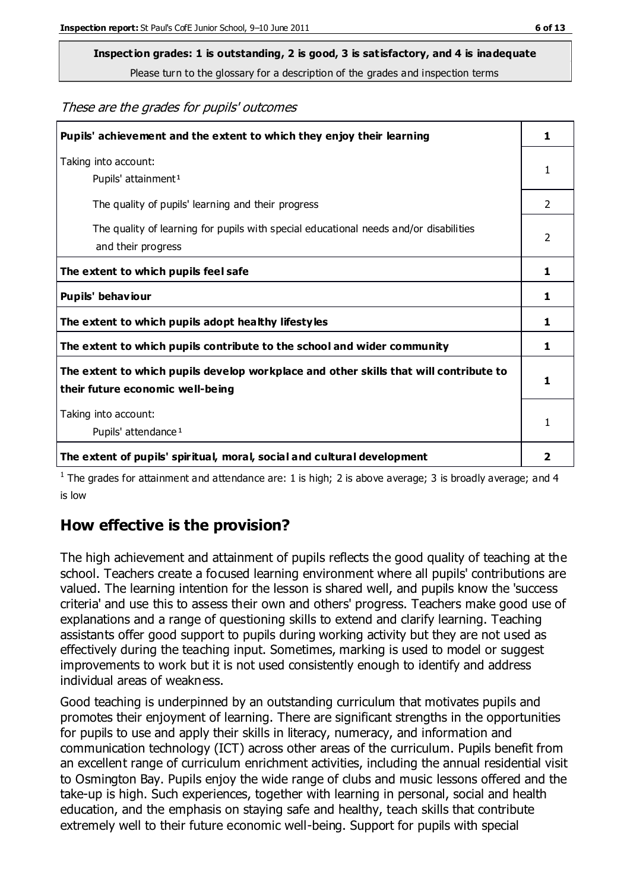**Inspection grades: 1 is outstanding, 2 is good, 3 is satisfactory, and 4 is inadequate**

Please turn to the glossary for a description of the grades and inspection terms

*These are the grades for pupils' outcomes*

| | |
|---|---|
| **Pupils' achievement and the extent to which they enjoy their learning** | **1** |
| Taking into account: Pupils' attainment[1] | 1 |
| The quality of pupils' learning and their progress | 2 |
| The quality of learning for pupils with special educational needs and/or disabilities and their progress | 2 |
| **The extent to which pupils feel safe** | **1** |
| **Pupils' behaviour** | **1** |
| **The extent to which pupils adopt healthy lifestyles** | **1** |
| **The extent to which pupils contribute to the school and wider community** | **1** |
| **The extent to which pupils develop workplace and other skills that will contribute to their future economic well-being** | **1** |
| Taking into account: Pupils' attendance[1] | 1 |
| **The extent of pupils' spiritual, moral, social and cultural development** | **2** |

[1] The grades for attainment and attendance are: 1 is high; 2 is above average; 3 is broadly average; and 4 is low

## How effective is the provision?

The high achievement and attainment of pupils reflects the good quality of teaching at the school. Teachers create a focused learning environment where all pupils' contributions are valued. The learning intention for the lesson is shared well, and pupils know the 'success criteria' and use this to assess their own and others' progress. Teachers make good use of explanations and a range of questioning skills to extend and clarify learning. Teaching assistants offer good support to pupils during working activity but they are not used as effectively during the teaching input. Sometimes, marking is used to model or suggest improvements to work but it is not used consistently enough to identify and address individual areas of weakness.

Good teaching is underpinned by an outstanding curriculum that motivates pupils and promotes their enjoyment of learning. There are significant strengths in the opportunities for pupils to use and apply their skills in literacy, numeracy, and information and communication technology (ICT) across other areas of the curriculum. Pupils benefit from an excellent range of curriculum enrichment activities, including the annual residential visit to Osmington Bay. Pupils enjoy the wide range of clubs and music lessons offered and the take-up is high. Such experiences, together with learning in personal, social and health education, and the emphasis on staying safe and healthy, teach skills that contribute extremely well to their future economic well-being. Support for pupils with special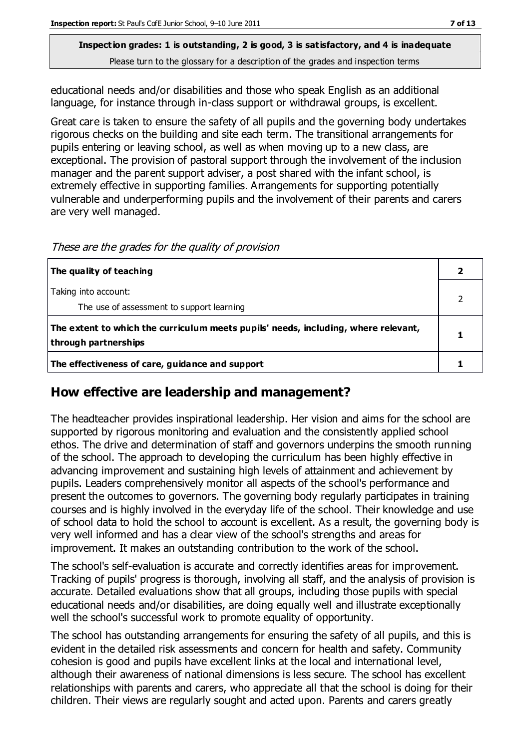educational needs and/or disabilities and those who speak English as an additional language, for instance through in-class support or withdrawal groups, is excellent.

Great care is taken to ensure the safety of all pupils and the governing body undertakes rigorous checks on the building and site each term. The transitional arrangements for pupils entering or leaving school, as well as when moving up to a new class, are exceptional. The provision of pastoral support through the involvement of the inclusion manager and the parent support adviser, a post shared with the infant school, is extremely effective in supporting families. Arrangements for supporting potentially vulnerable and underperforming pupils and the involvement of their parents and carers are very well managed.

*These are the grades for the quality of provision*

| | |
|---|---|
| **The quality of teaching** | **2** |
| Taking into account:<br>The use of assessment to support learning | 2 |
| **The extent to which the curriculum meets pupils' needs, including, where relevant, through partnerships** | **1** |
| **The effectiveness of care, guidance and support** | **1** |

## How effective are leadership and management?

The headteacher provides inspirational leadership. Her vision and aims for the school are supported by rigorous monitoring and evaluation and the consistently applied school ethos. The drive and determination of staff and governors underpins the smooth running of the school. The approach to developing the curriculum has been highly effective in advancing improvement and sustaining high levels of attainment and achievement by pupils. Leaders comprehensively monitor all aspects of the school's performance and present the outcomes to governors. The governing body regularly participates in training courses and is highly involved in the everyday life of the school. Their knowledge and use of school data to hold the school to account is excellent. As a result, the governing body is very well informed and has a clear view of the school's strengths and areas for improvement. It makes an outstanding contribution to the work of the school.

The school's self-evaluation is accurate and correctly identifies areas for improvement. Tracking of pupils' progress is thorough, involving all staff, and the analysis of provision is accurate. Detailed evaluations show that all groups, including those pupils with special educational needs and/or disabilities, are doing equally well and illustrate exceptionally well the school's successful work to promote equality of opportunity.

The school has outstanding arrangements for ensuring the safety of all pupils, and this is evident in the detailed risk assessments and concern for health and safety. Community cohesion is good and pupils have excellent links at the local and international level, although their awareness of national dimensions is less secure. The school has excellent relationships with parents and carers, who appreciate all that the school is doing for their children. Their views are regularly sought and acted upon. Parents and carers greatly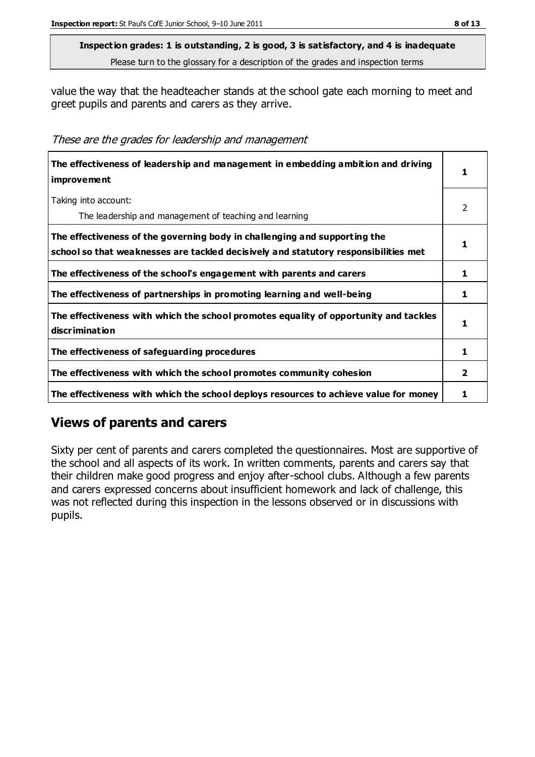**Inspection grades: 1 is outstanding, 2 is good, 3 is satisfactory, and 4 is inadequate**
Please turn to the glossary for a description of the grades and inspection terms

value the way that the headteacher stands at the school gate each morning to meet and greet pupils and parents and carers as they arrive.

*These are the grades for leadership and management*

| | |
|---|---|
| **The effectiveness of leadership and management in embedding ambition and driving improvement** | **1** |
| Taking into account:<br>The leadership and management of teaching and learning | 2 |
| **The effectiveness of the governing body in challenging and supporting the school so that weaknesses are tackled decisively and statutory responsibilities met** | **1** |
| **The effectiveness of the school's engagement with parents and carers** | **1** |
| **The effectiveness of partnerships in promoting learning and well-being** | **1** |
| **The effectiveness with which the school promotes equality of opportunity and tackles discrimination** | **1** |
| **The effectiveness of safeguarding procedures** | **1** |
| **The effectiveness with which the school promotes community cohesion** | **2** |
| **The effectiveness with which the school deploys resources to achieve value for money** | **1** |

## Views of parents and carers

Sixty per cent of parents and carers completed the questionnaires. Most are supportive of the school and all aspects of its work. In written comments, parents and carers say that their children make good progress and enjoy after-school clubs. Although a few parents and carers expressed concerns about insufficient homework and lack of challenge, this was not reflected during this inspection in the lessons observed or in discussions with pupils.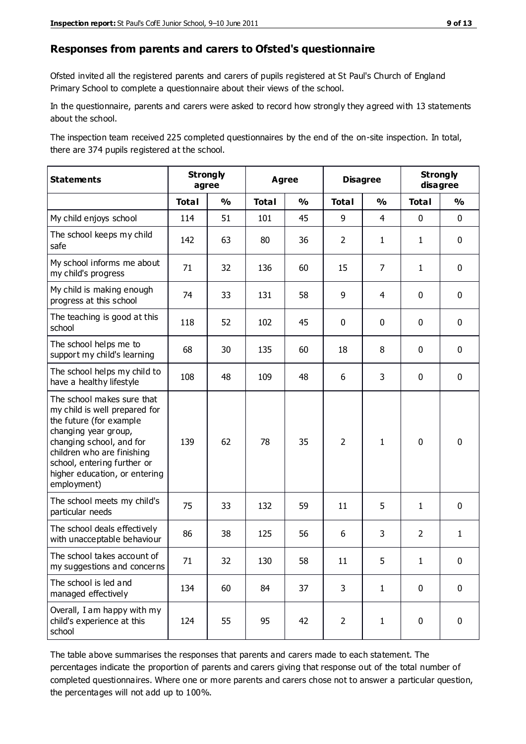## Responses from parents and carers to Ofsted's questionnaire

Ofsted invited all the registered parents and carers of pupils registered at St Paul's Church of England Primary School to complete a questionnaire about their views of the school.

In the questionnaire, parents and carers were asked to record how strongly they agreed with 13 statements about the school.

The inspection team received 225 completed questionnaires by the end of the on-site inspection. In total, there are 374 pupils registered at the school.

| Statements | Strongly agree | | Agree | | Disagree | | Strongly disagree | |
|---|---|---|---|---|---|---|---|---|
| | Total | % | Total | % | Total | % | Total | % |
| My child enjoys school | 114 | 51 | 101 | 45 | 9 | 4 | 0 | 0 |
| The school keeps my child safe | 142 | 63 | 80 | 36 | 2 | 1 | 1 | 0 |
| My school informs me about my child's progress | 71 | 32 | 136 | 60 | 15 | 7 | 1 | 0 |
| My child is making enough progress at this school | 74 | 33 | 131 | 58 | 9 | 4 | 0 | 0 |
| The teaching is good at this school | 118 | 52 | 102 | 45 | 0 | 0 | 0 | 0 |
| The school helps me to support my child's learning | 68 | 30 | 135 | 60 | 18 | 8 | 0 | 0 |
| The school helps my child to have a healthy lifestyle | 108 | 48 | 109 | 48 | 6 | 3 | 0 | 0 |
| The school makes sure that my child is well prepared for the future (for example changing year group, changing school, and for children who are finishing school, entering further or higher education, or entering employment) | 139 | 62 | 78 | 35 | 2 | 1 | 0 | 0 |
| The school meets my child's particular needs | 75 | 33 | 132 | 59 | 11 | 5 | 1 | 0 |
| The school deals effectively with unacceptable behaviour | 86 | 38 | 125 | 56 | 6 | 3 | 2 | 1 |
| The school takes account of my suggestions and concerns | 71 | 32 | 130 | 58 | 11 | 5 | 1 | 0 |
| The school is led and managed effectively | 134 | 60 | 84 | 37 | 3 | 1 | 0 | 0 |
| Overall, I am happy with my child's experience at this school | 124 | 55 | 95 | 42 | 2 | 1 | 0 | 0 |

The table above summarises the responses that parents and carers made to each statement. The percentages indicate the proportion of parents and carers giving that response out of the total number of completed questionnaires. Where one or more parents and carers chose not to answer a particular question, the percentages will not add up to 100%.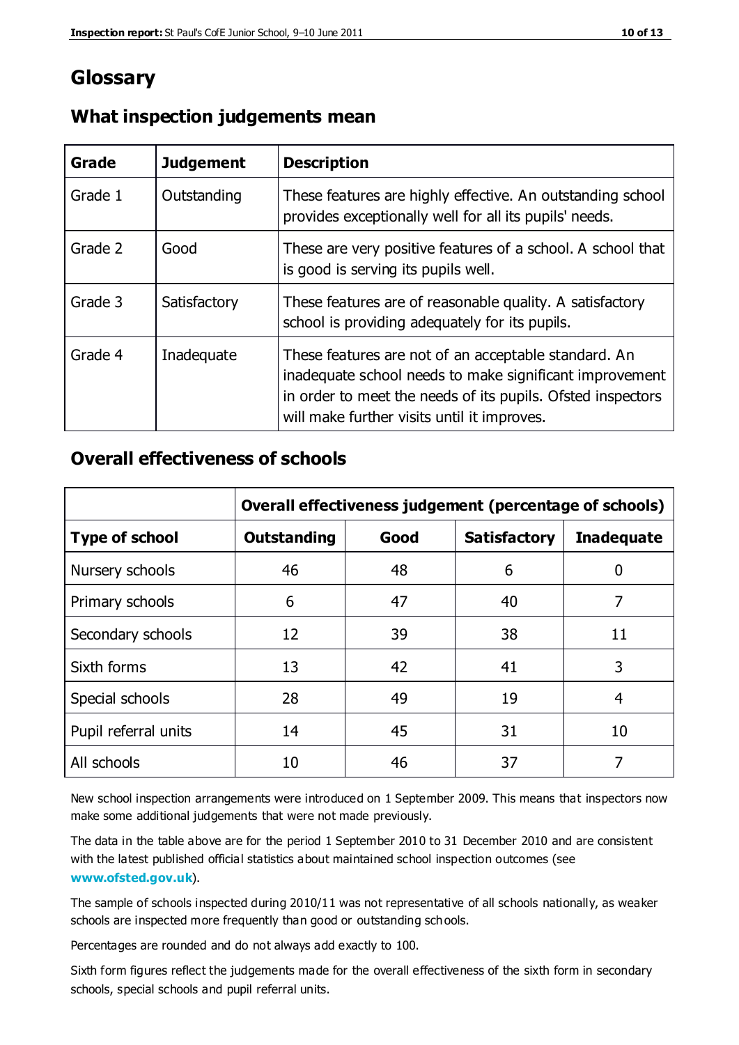# Glossary

## What inspection judgements mean

| Grade | Judgement | Description |
| --- | --- | --- |
| Grade 1 | Outstanding | These features are highly effective. An outstanding school provides exceptionally well for all its pupils' needs. |
| Grade 2 | Good | These are very positive features of a school. A school that is good is serving its pupils well. |
| Grade 3 | Satisfactory | These features are of reasonable quality. A satisfactory school is providing adequately for its pupils. |
| Grade 4 | Inadequate | These features are not of an acceptable standard. An inadequate school needs to make significant improvement in order to meet the needs of its pupils. Ofsted inspectors will make further visits until it improves. |

## Overall effectiveness of schools

| | Overall effectiveness judgement (percentage of schools) | | | |
| --- | --- | --- | --- | --- |
| **Type of school** | **Outstanding** | **Good** | **Satisfactory** | **Inadequate** |
| Nursery schools | 46 | 48 | 6 | 0 |
| Primary schools | 6 | 47 | 40 | 7 |
| Secondary schools | 12 | 39 | 38 | 11 |
| Sixth forms | 13 | 42 | 41 | 3 |
| Special schools | 28 | 49 | 19 | 4 |
| Pupil referral units | 14 | 45 | 31 | 10 |
| All schools | 10 | 46 | 37 | 7 |

New school inspection arrangements were introduced on 1 September 2009. This means that inspectors now make some additional judgements that were not made previously.

The data in the table above are for the period 1 September 2010 to 31 December 2010 and are consistent with the latest published official statistics about maintained school inspection outcomes (see **www.ofsted.gov.uk**).

The sample of schools inspected during 2010/11 was not representative of all schools nationally, as weaker schools are inspected more frequently than good or outstanding schools.

Percentages are rounded and do not always add exactly to 100.

Sixth form figures reflect the judgements made for the overall effectiveness of the sixth form in secondary schools, special schools and pupil referral units.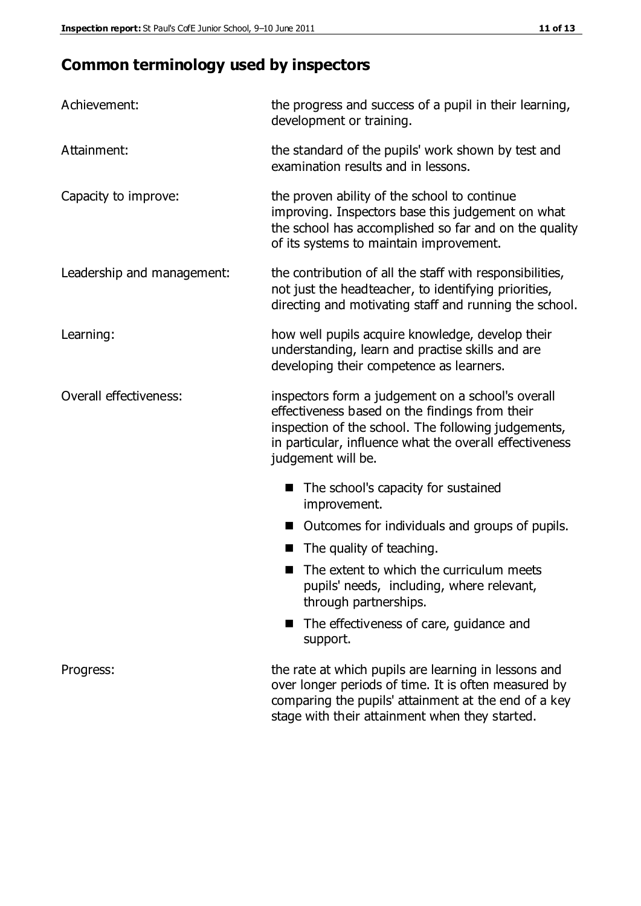## Common terminology used by inspectors

| | |
|---|---|
| Achievement: | the progress and success of a pupil in their learning, development or training. |
| Attainment: | the standard of the pupils' work shown by test and examination results and in lessons. |
| Capacity to improve: | the proven ability of the school to continue improving. Inspectors base this judgement on what the school has accomplished so far and on the quality of its systems to maintain improvement. |
| Leadership and management: | the contribution of all the staff with responsibilities, not just the headteacher, to identifying priorities, directing and motivating staff and running the school. |
| Learning: | how well pupils acquire knowledge, develop their understanding, learn and practise skills and are developing their competence as learners. |
| Overall effectiveness: | inspectors form a judgement on a school's overall effectiveness based on the findings from their inspection of the school. The following judgements, in particular, influence what the overall effectiveness judgement will be. |

- The school's capacity for sustained improvement.
- Outcomes for individuals and groups of pupils.
- The quality of teaching.
- The extent to which the curriculum meets pupils' needs, including, where relevant, through partnerships.
- The effectiveness of care, guidance and support.

| | |
|---|---|
| Progress: | the rate at which pupils are learning in lessons and over longer periods of time. It is often measured by comparing the pupils' attainment at the end of a key stage with their attainment when they started. |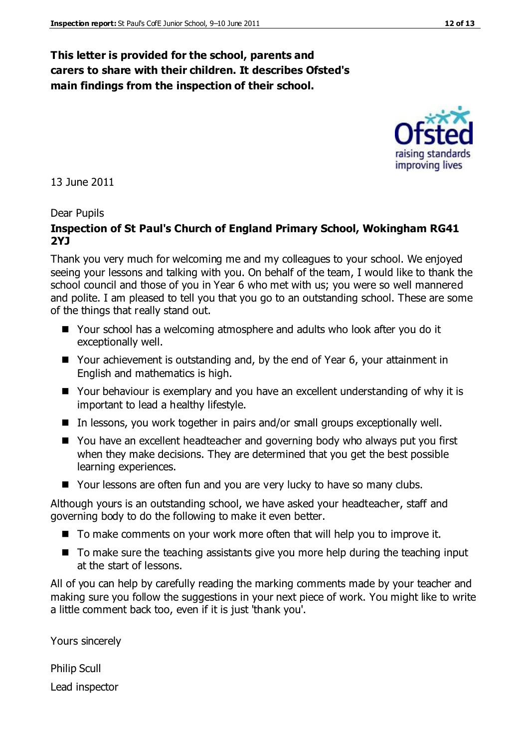**This letter is provided for the school, parents and carers to share with their children. It describes Ofsted's main findings from the inspection of their school.**

13 June 2011

Dear Pupils

**Inspection of St Paul's Church of England Primary School, Wokingham RG41 2YJ**

Thank you very much for welcoming me and my colleagues to your school. We enjoyed seeing your lessons and talking with you. On behalf of the team, I would like to thank the school council and those of you in Year 6 who met with us; you were so well mannered and polite. I am pleased to tell you that you go to an outstanding school. These are some of the things that really stand out.

- Your school has a welcoming atmosphere and adults who look after you do it exceptionally well.
- Your achievement is outstanding and, by the end of Year 6, your attainment in English and mathematics is high.
- Your behaviour is exemplary and you have an excellent understanding of why it is important to lead a healthy lifestyle.
- In lessons, you work together in pairs and/or small groups exceptionally well.
- You have an excellent headteacher and governing body who always put you first when they make decisions. They are determined that you get the best possible learning experiences.
- Your lessons are often fun and you are very lucky to have so many clubs.

Although yours is an outstanding school, we have asked your headteacher, staff and governing body to do the following to make it even better.

- To make comments on your work more often that will help you to improve it.
- To make sure the teaching assistants give you more help during the teaching input at the start of lessons.

All of you can help by carefully reading the marking comments made by your teacher and making sure you follow the suggestions in your next piece of work. You might like to write a little comment back too, even if it is just 'thank you'.

Yours sincerely

Philip Scull

Lead inspector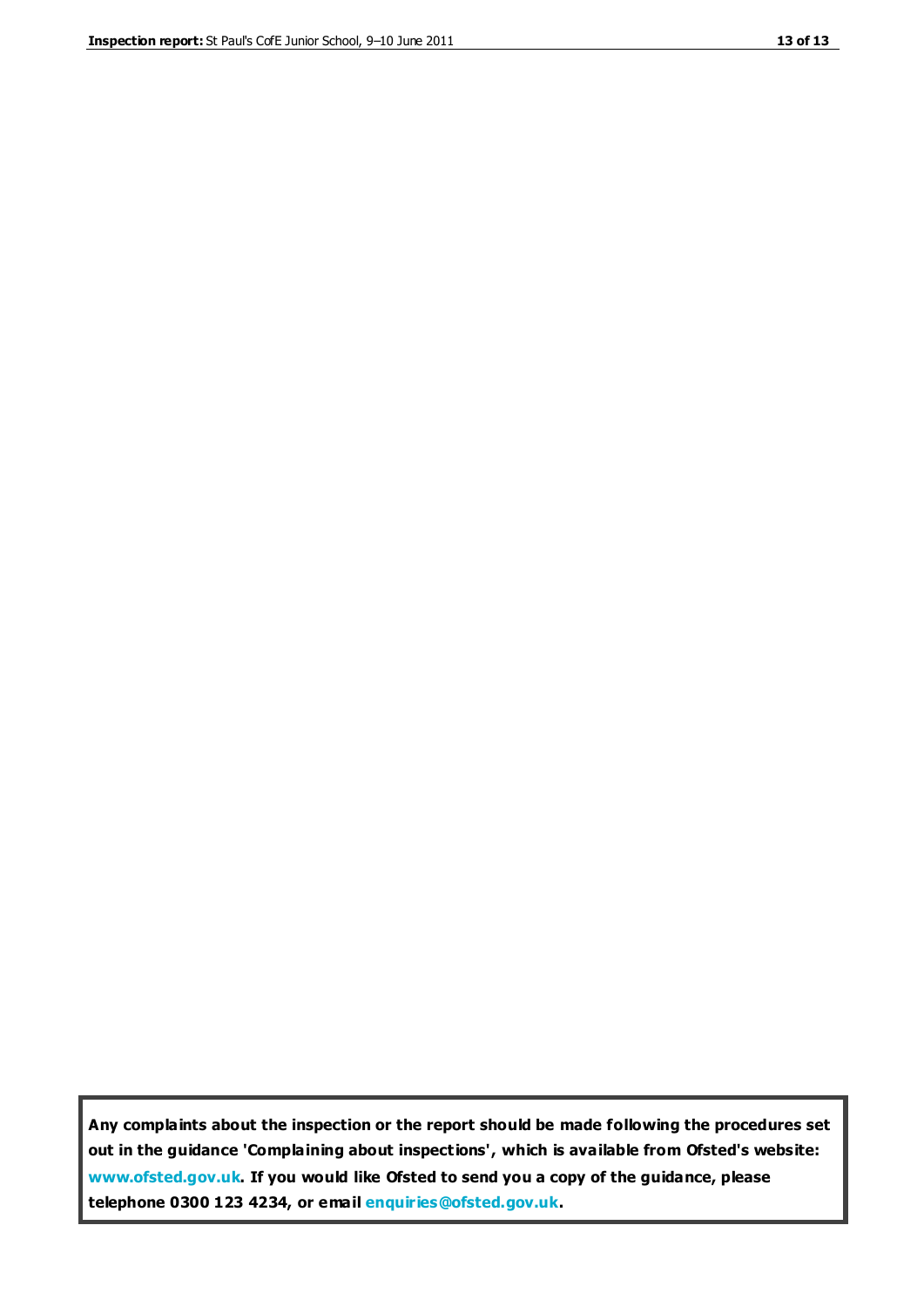**Any complaints about the inspection or the report should be made following the procedures set out in the guidance 'Complaining about inspections', which is available from Ofsted's website: www.ofsted.gov.uk. If you would like Ofsted to send you a copy of the guidance, please telephone 0300 123 4234, or email enquiries@ofsted.gov.uk.**